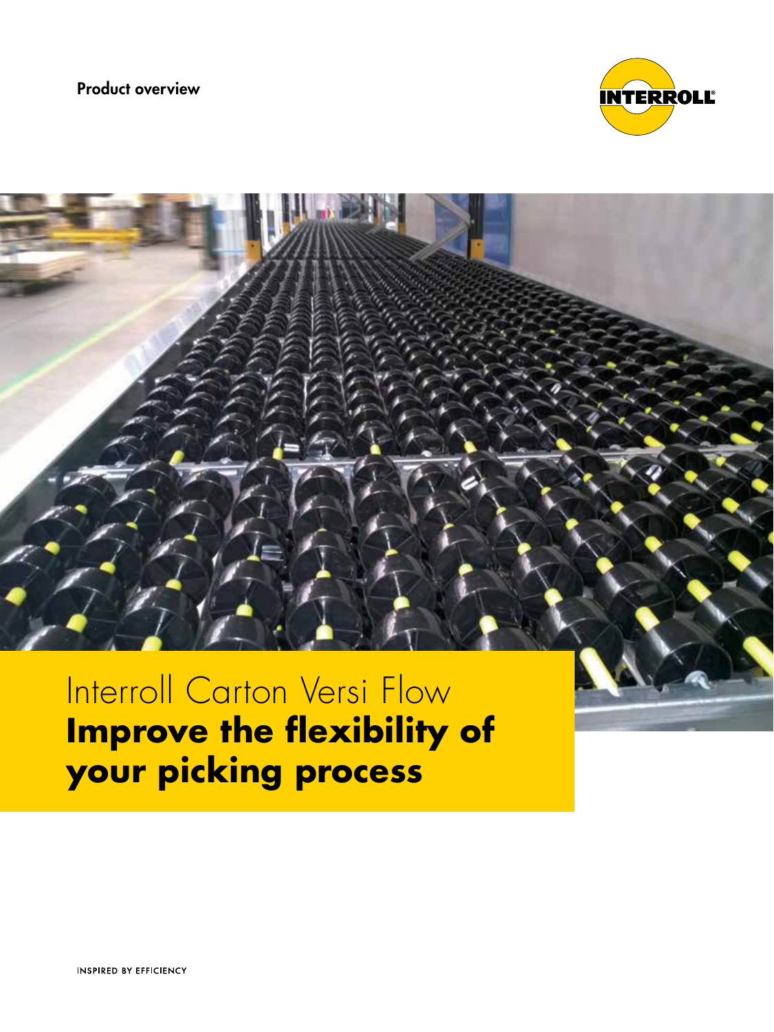Product overview

# Interroll Carton Versi Flow

## **Improve the flexibility of your picking process**

INSPIRED BY EFFICIENCY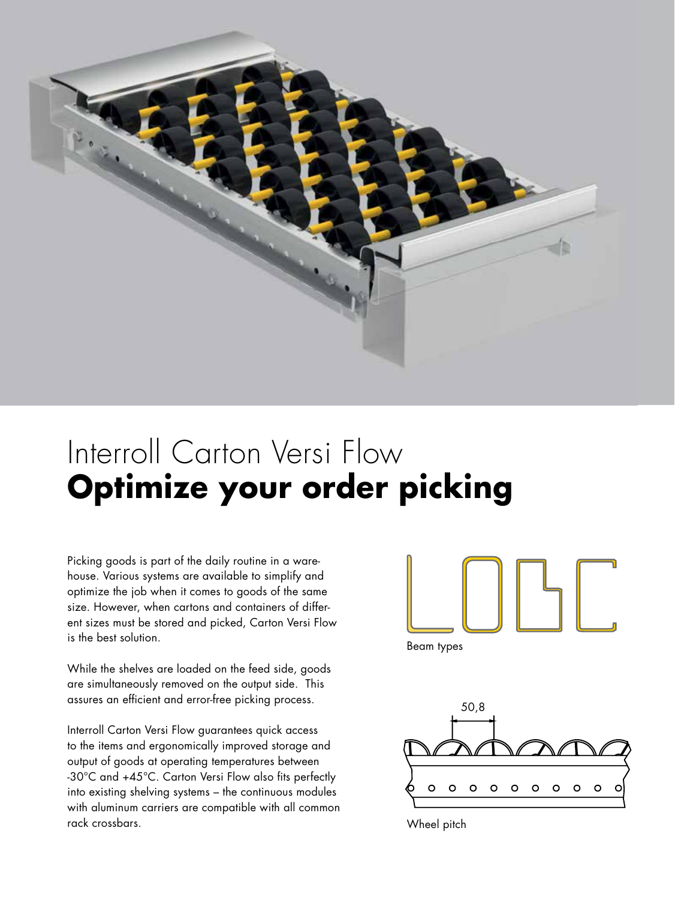# Interroll Carton Versi Flow
## **Optimize your order picking**

Picking goods is part of the daily routine in a warehouse. Various systems are available to simplify and optimize the job when it comes to goods of the same size. However, when cartons and containers of different sizes must be stored and picked, Carton Versi Flow is the best solution.

While the shelves are loaded on the feed side, goods are simultaneously removed on the output side. This assures an efficient and error-free picking process.

Interroll Carton Versi Flow guarantees quick access to the items and ergonomically improved storage and output of goods at operating temperatures between -30°C and +45°C. Carton Versi Flow also fits perfectly into existing shelving systems – the continuous modules with aluminum carriers are compatible with all common rack crossbars.

Beam types

50,8

Wheel pitch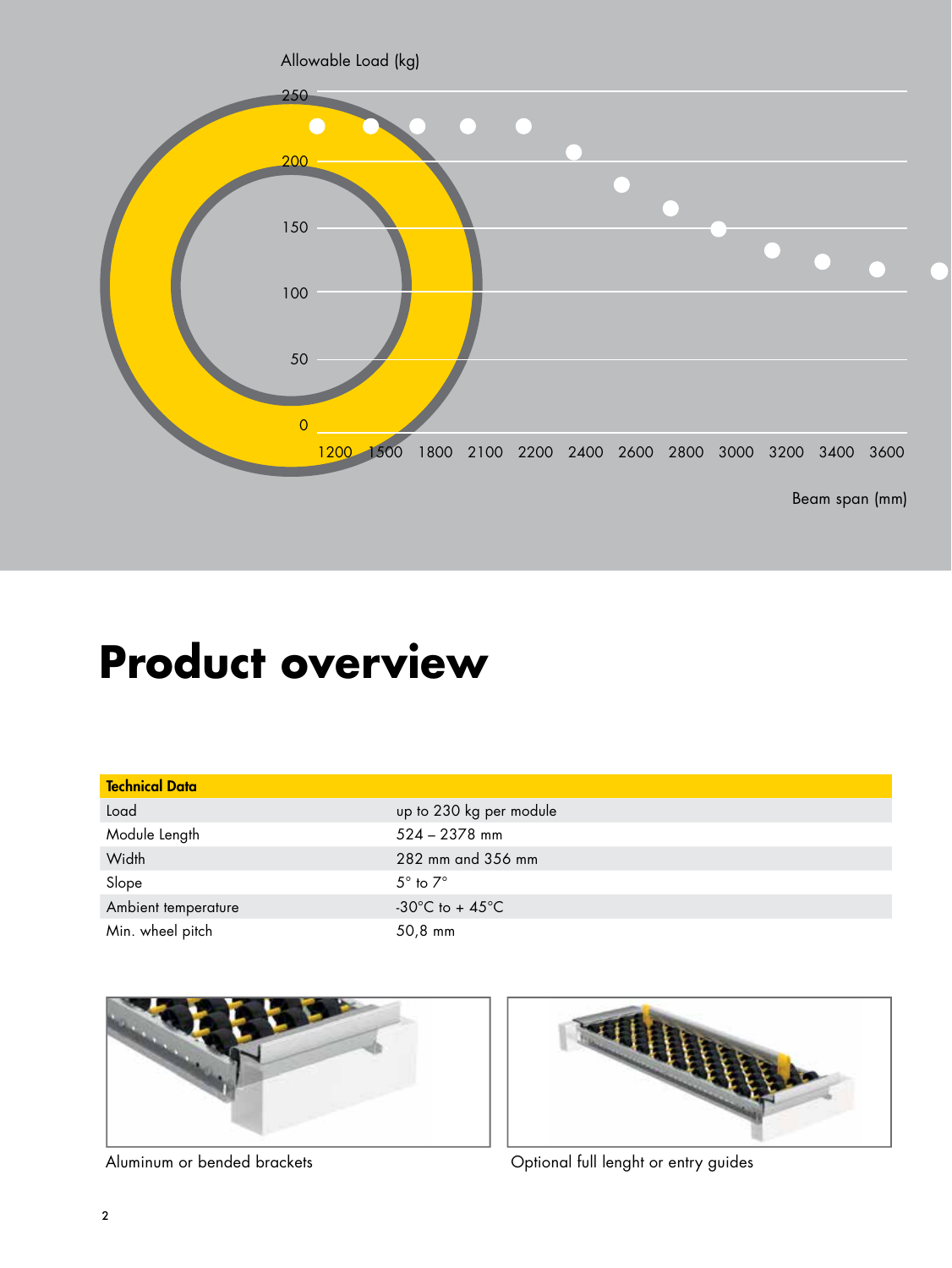Allowable Load (kg)

Beam span (mm)

# Product overview

| Technical Data | |
|---|---|
| Load | up to 230 kg per module |
| Module Length | 524 – 2378 mm |
| Width | 282 mm and 356 mm |
| Slope | 5° to 7° |
| Ambient temperature | -30°C to + 45°C |
| Min. wheel pitch | 50,8 mm |

Aluminum or bended brackets

Optional full lenght or entry guides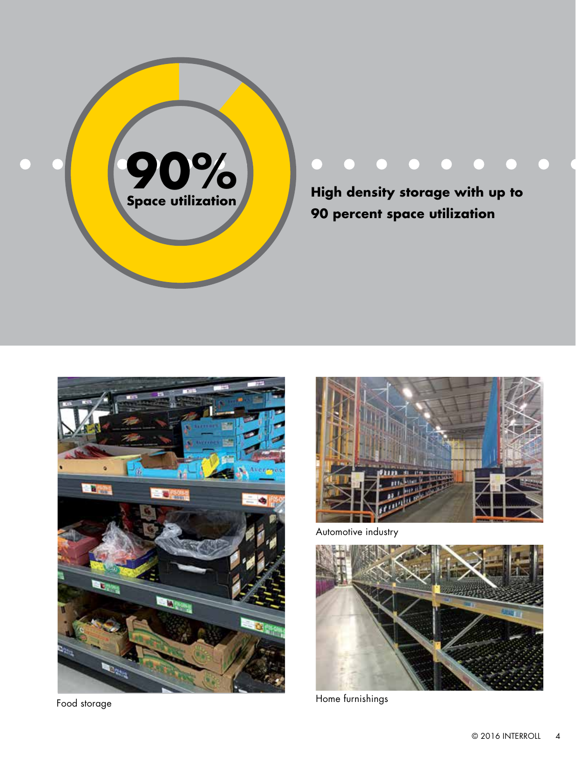**90%**

**Space utilization**

**High density storage with up to 90 percent space utilization**

Food storage

Automotive industry

Home furnishings

© 2016 INTERROLL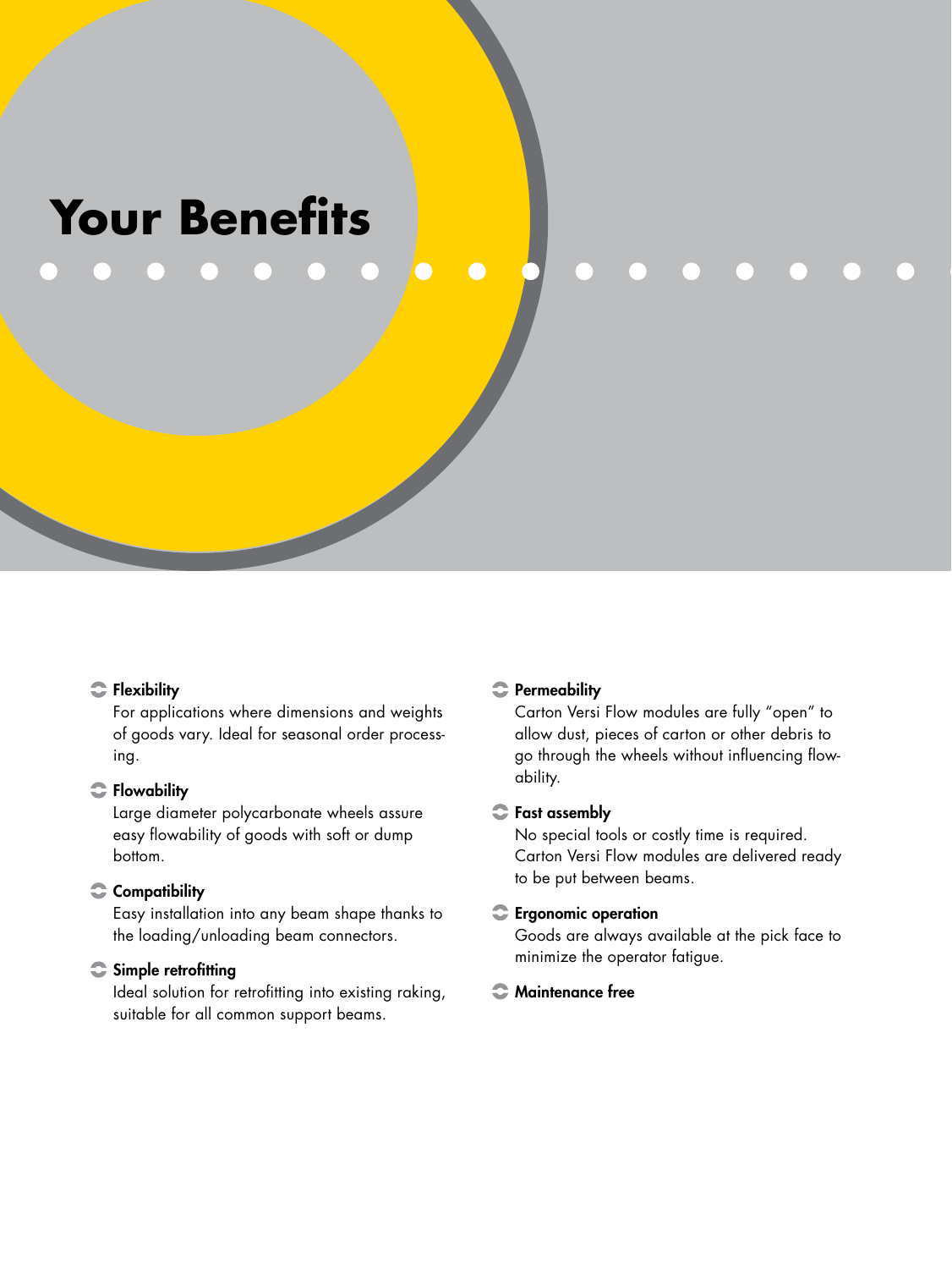# Your Benefits

- **Flexibility**
  For applications where dimensions and weights of goods vary. Ideal for seasonal order processing.

- **Flowability**
  Large diameter polycarbonate wheels assure easy flowability of goods with soft or dump bottom.

- **Compatibility**
  Easy installation into any beam shape thanks to the loading/unloading beam connectors.

- **Simple retrofitting**
  Ideal solution for retrofitting into existing raking, suitable for all common support beams.

- **Permeability**
  Carton Versi Flow modules are fully "open" to allow dust, pieces of carton or other debris to go through the wheels without influencing flowability.

- **Fast assembly**
  No special tools or costly time is required. Carton Versi Flow modules are delivered ready to be put between beams.

- **Ergonomic operation**
  Goods are always available at the pick face to minimize the operator fatigue.

- **Maintenance free**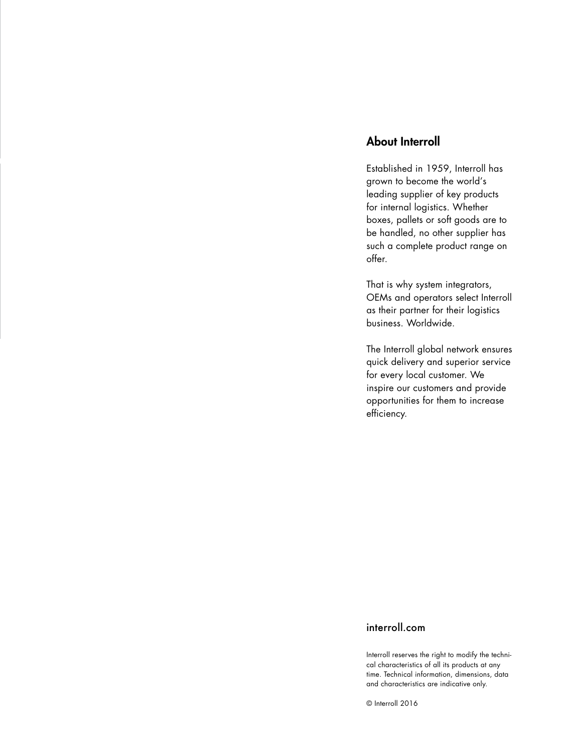## About Interroll

Established in 1959, Interroll has grown to become the world's leading supplier of key products for internal logistics. Whether boxes, pallets or soft goods are to be handled, no other supplier has such a complete product range on offer.

That is why system integrators, OEMs and operators select Interroll as their partner for their logistics business. Worldwide.

The Interroll global network ensures quick delivery and superior service for every local customer. We inspire our customers and provide opportunities for them to increase efficiency.

interroll.com

Interroll reserves the right to modify the technical characteristics of all its products at any time. Technical information, dimensions, data and characteristics are indicative only.

© Interroll 2016